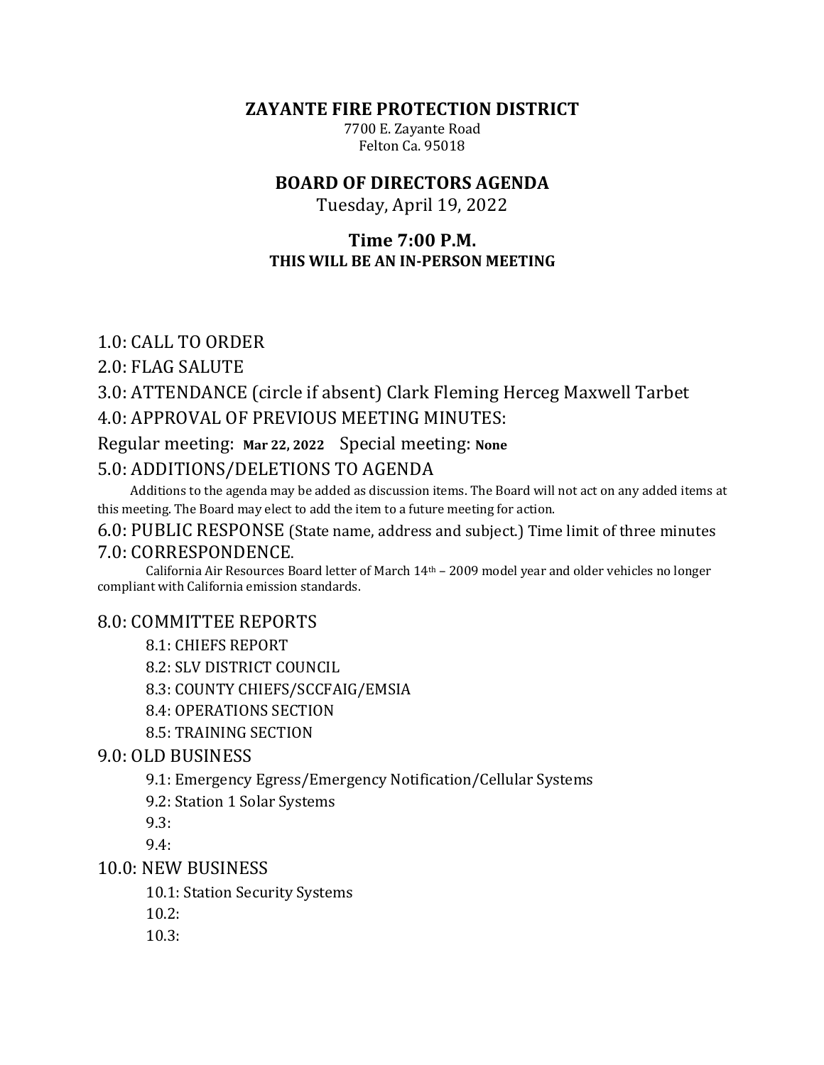# ZAYANTE FIRE PROTECTION DISTRICT

7700 E. Zayante Road
Felton Ca. 95018

## BOARD OF DIRECTORS AGENDA

Tuesday, April 19, 2022

### Time 7:00 P.M.

**THIS WILL BE AN IN-PERSON MEETING**

1.0: CALL TO ORDER

2.0: FLAG SALUTE

3.0: ATTENDANCE (circle if absent) Clark Fleming Herceg Maxwell Tarbet

4.0: APPROVAL OF PREVIOUS MEETING MINUTES:

Regular meeting: **Mar 22, 2022** Special meeting: **None**

5.0: ADDITIONS/DELETIONS TO AGENDA

Additions to the agenda may be added as discussion items. The Board will not act on any added items at this meeting. The Board may elect to add the item to a future meeting for action.

6.0: PUBLIC RESPONSE (State name, address and subject.) Time limit of three minutes

7.0: CORRESPONDENCE.

California Air Resources Board letter of March 14th – 2009 model year and older vehicles no longer compliant with California emission standards.

8.0: COMMITTEE REPORTS

- 8.1: CHIEFS REPORT
- 8.2: SLV DISTRICT COUNCIL
- 8.3: COUNTY CHIEFS/SCCFAIG/EMSIA
- 8.4: OPERATIONS SECTION
- 8.5: TRAINING SECTION

9.0: OLD BUSINESS

- 9.1: Emergency Egress/Emergency Notification/Cellular Systems
- 9.2: Station 1 Solar Systems
- 9.3:
- 9.4:

10.0: NEW BUSINESS

- 10.1: Station Security Systems
- 10.2:
- 10.3: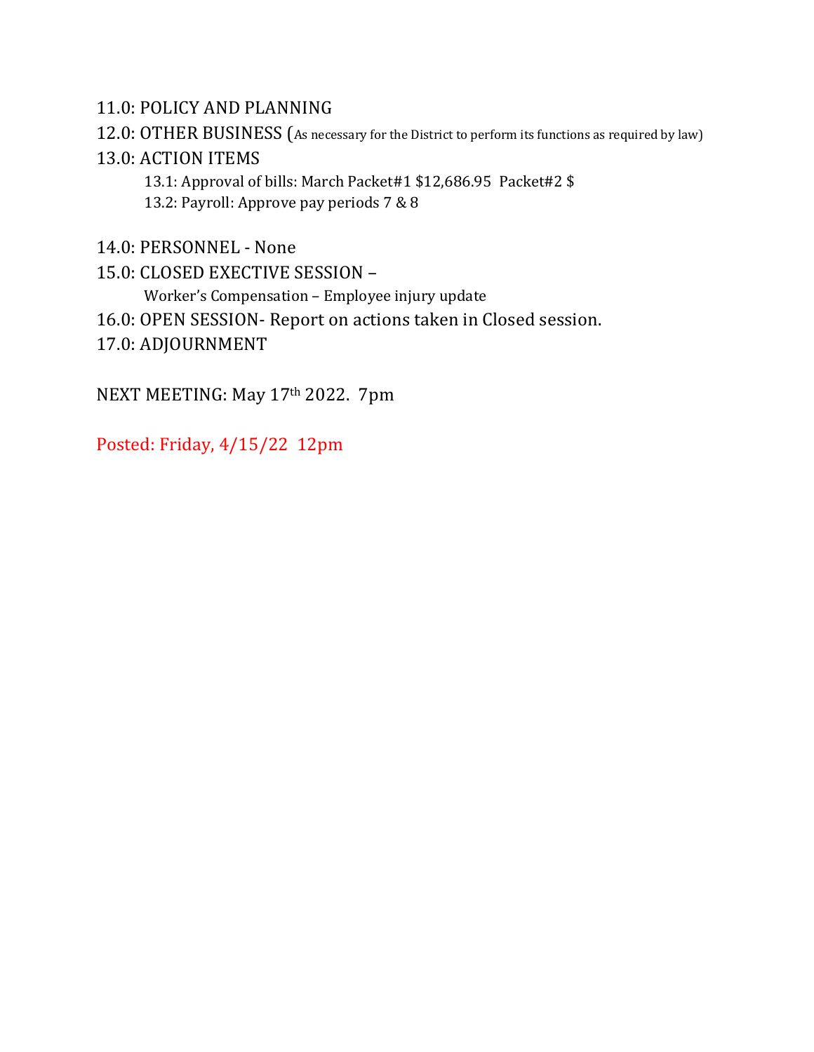11.0: POLICY AND PLANNING

12.0: OTHER BUSINESS (As necessary for the District to perform its functions as required by law)

13.0: ACTION ITEMS

- 13.1: Approval of bills: March Packet#1 $12,686.95  Packet#2 $
- 13.2: Payroll: Approve pay periods 7 & 8

14.0: PERSONNEL - None

15.0: CLOSED EXECTIVE SESSION –

- Worker's Compensation – Employee injury update

16.0: OPEN SESSION- Report on actions taken in Closed session.

17.0: ADJOURNMENT

NEXT MEETING: May 17th 2022.  7pm

Posted: Friday, 4/15/22  12pm